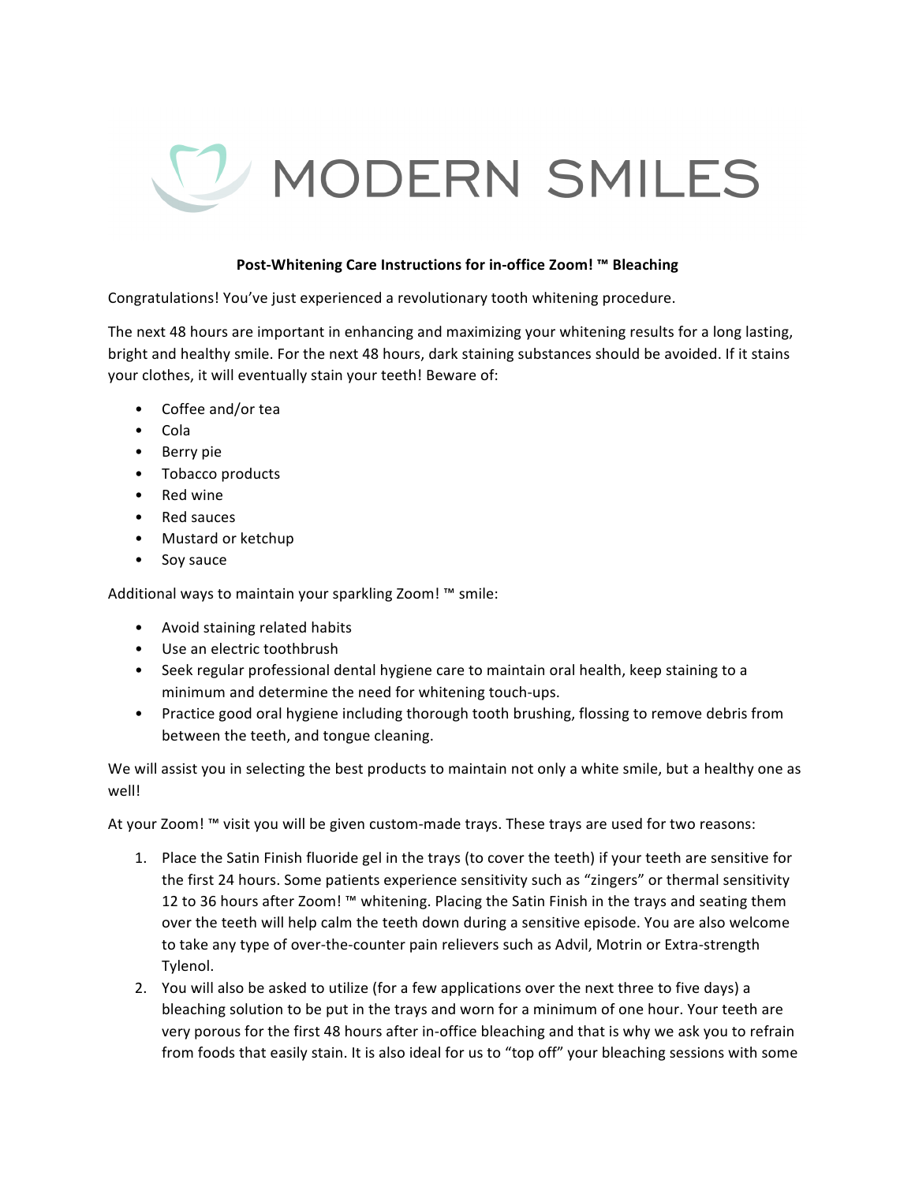# MODERN SMILES

**Post-Whitening Care Instructions for in-office Zoom! ™ Bleaching**

Congratulations! You've just experienced a revolutionary tooth whitening procedure.

The next 48 hours are important in enhancing and maximizing your whitening results for a long lasting, bright and healthy smile. For the next 48 hours, dark staining substances should be avoided. If it stains your clothes, it will eventually stain your teeth! Beware of:

- Coffee and/or tea
- Cola
- Berry pie
- Tobacco products
- Red wine
- Red sauces
- Mustard or ketchup
- Soy sauce

Additional ways to maintain your sparkling Zoom! ™ smile:

- Avoid staining related habits
- Use an electric toothbrush
- Seek regular professional dental hygiene care to maintain oral health, keep staining to a minimum and determine the need for whitening touch-ups.
- Practice good oral hygiene including thorough tooth brushing, flossing to remove debris from between the teeth, and tongue cleaning.

We will assist you in selecting the best products to maintain not only a white smile, but a healthy one as well!

At your Zoom! ™ visit you will be given custom-made trays. These trays are used for two reasons:

1. Place the Satin Finish fluoride gel in the trays (to cover the teeth) if your teeth are sensitive for the first 24 hours. Some patients experience sensitivity such as "zingers" or thermal sensitivity 12 to 36 hours after Zoom! ™ whitening. Placing the Satin Finish in the trays and seating them over the teeth will help calm the teeth down during a sensitive episode. You are also welcome to take any type of over-the-counter pain relievers such as Advil, Motrin or Extra-strength Tylenol.
2. You will also be asked to utilize (for a few applications over the next three to five days) a bleaching solution to be put in the trays and worn for a minimum of one hour. Your teeth are very porous for the first 48 hours after in-office bleaching and that is why we ask you to refrain from foods that easily stain. It is also ideal for us to "top off" your bleaching sessions with some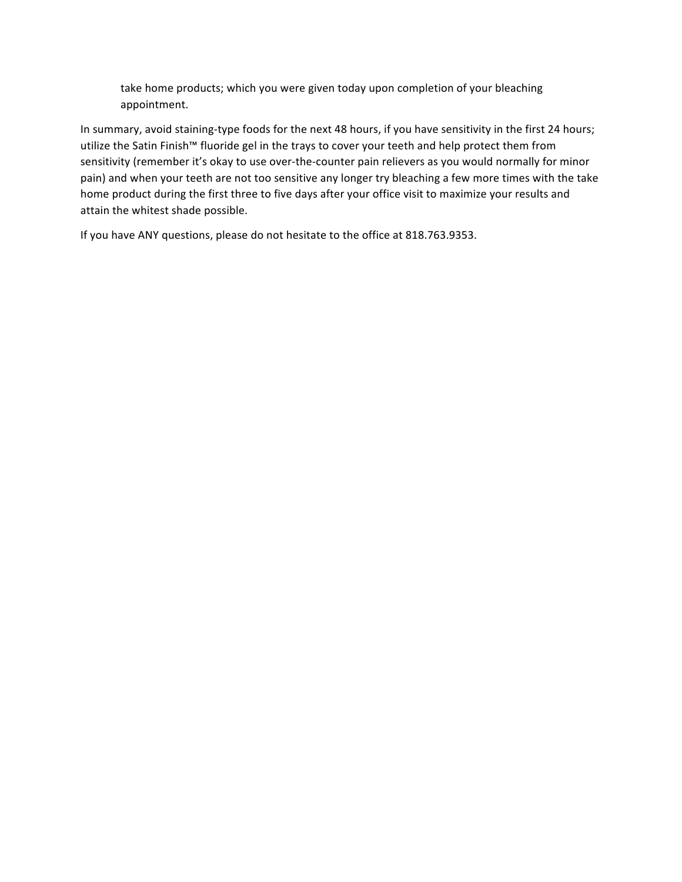take home products; which you were given today upon completion of your bleaching appointment.

In summary, avoid staining-type foods for the next 48 hours, if you have sensitivity in the first 24 hours; utilize the Satin Finish™ fluoride gel in the trays to cover your teeth and help protect them from sensitivity (remember it's okay to use over-the-counter pain relievers as you would normally for minor pain) and when your teeth are not too sensitive any longer try bleaching a few more times with the take home product during the first three to five days after your office visit to maximize your results and attain the whitest shade possible.

If you have ANY questions, please do not hesitate to the office at 818.763.9353.